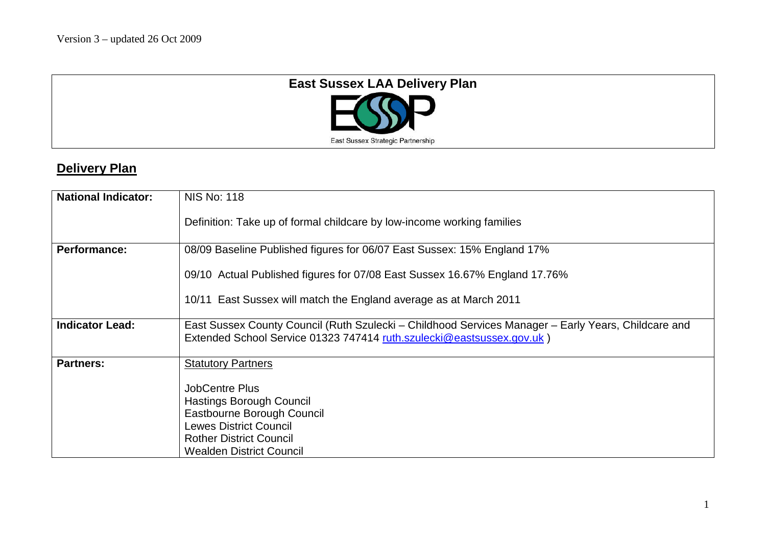Version 3 – updated 26 Oct 2009

# East Sussex LAA Delivery Plan

East Sussex Strategic Partnership

## Delivery Plan

| National Indicator: | NIS No: 118<br><br>Definition: Take up of formal childcare by low-income working families |
|---|---|
| **Performance:** | 08/09 Baseline Published figures for 06/07 East Sussex: 15% England 17%<br><br>09/10 Actual Published figures for 07/08 East Sussex 16.67% England 17.76%<br><br>10/11 East Sussex will match the England average as at March 2011 |
| **Indicator Lead:** | East Sussex County Council (Ruth Szulecki – Childhood Services Manager – Early Years, Childcare and Extended School Service 01323 747414 ruth.szulecki@eastsussex.gov.uk ) |
| **Partners:** | Statutory Partners<br><br>JobCentre Plus<br>Hastings Borough Council<br>Eastbourne Borough Council<br>Lewes District Council<br>Rother District Council<br>Wealden District Council |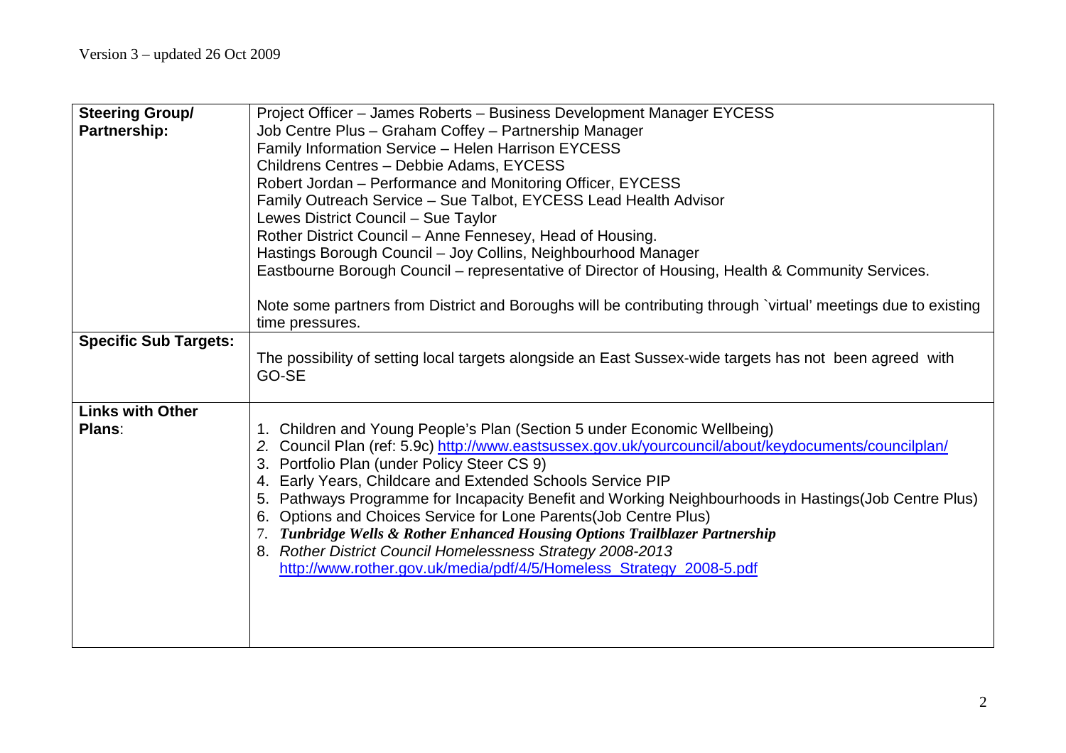Version 3 – updated 26 Oct 2009

| | |
|---|---|
| **Steering Group/ Partnership:** | Project Officer – James Roberts – Business Development Manager EYCESS<br>Job Centre Plus – Graham Coffey – Partnership Manager<br>Family Information Service – Helen Harrison EYCESS<br>Childrens Centres – Debbie Adams, EYCESS<br>Robert Jordan – Performance and Monitoring Officer, EYCESS<br>Family Outreach Service – Sue Talbot, EYCESS Lead Health Advisor<br>Lewes District Council – Sue Taylor<br>Rother District Council – Anne Fennesey, Head of Housing.<br>Hastings Borough Council – Joy Collins, Neighbourhood Manager<br>Eastbourne Borough Council – representative of Director of Housing, Health & Community Services.<br><br>Note some partners from District and Boroughs will be contributing through `virtual' meetings due to existing time pressures. |
| **Specific Sub Targets:** | The possibility of setting local targets alongside an East Sussex-wide targets has not been agreed with GO-SE |
| **Links with Other Plans**: | 1. Children and Young People's Plan (Section 5 under Economic Wellbeing)<br>2. Council Plan (ref: 5.9c) http://www.eastsussex.gov.uk/yourcouncil/about/keydocuments/councilplan/<br>3. Portfolio Plan (under Policy Steer CS 9)<br>4. Early Years, Childcare and Extended Schools Service PIP<br>5. Pathways Programme for Incapacity Benefit and Working Neighbourhoods in Hastings(Job Centre Plus)<br>6. Options and Choices Service for Lone Parents(Job Centre Plus)<br>7. ***Tunbridge Wells & Rother Enhanced Housing Options Trailblazer Partnership***<br>8. *Rother District Council Homelessness Strategy 2008-2013* http://www.rother.gov.uk/media/pdf/4/5/Homeless_Strategy_2008-5.pdf |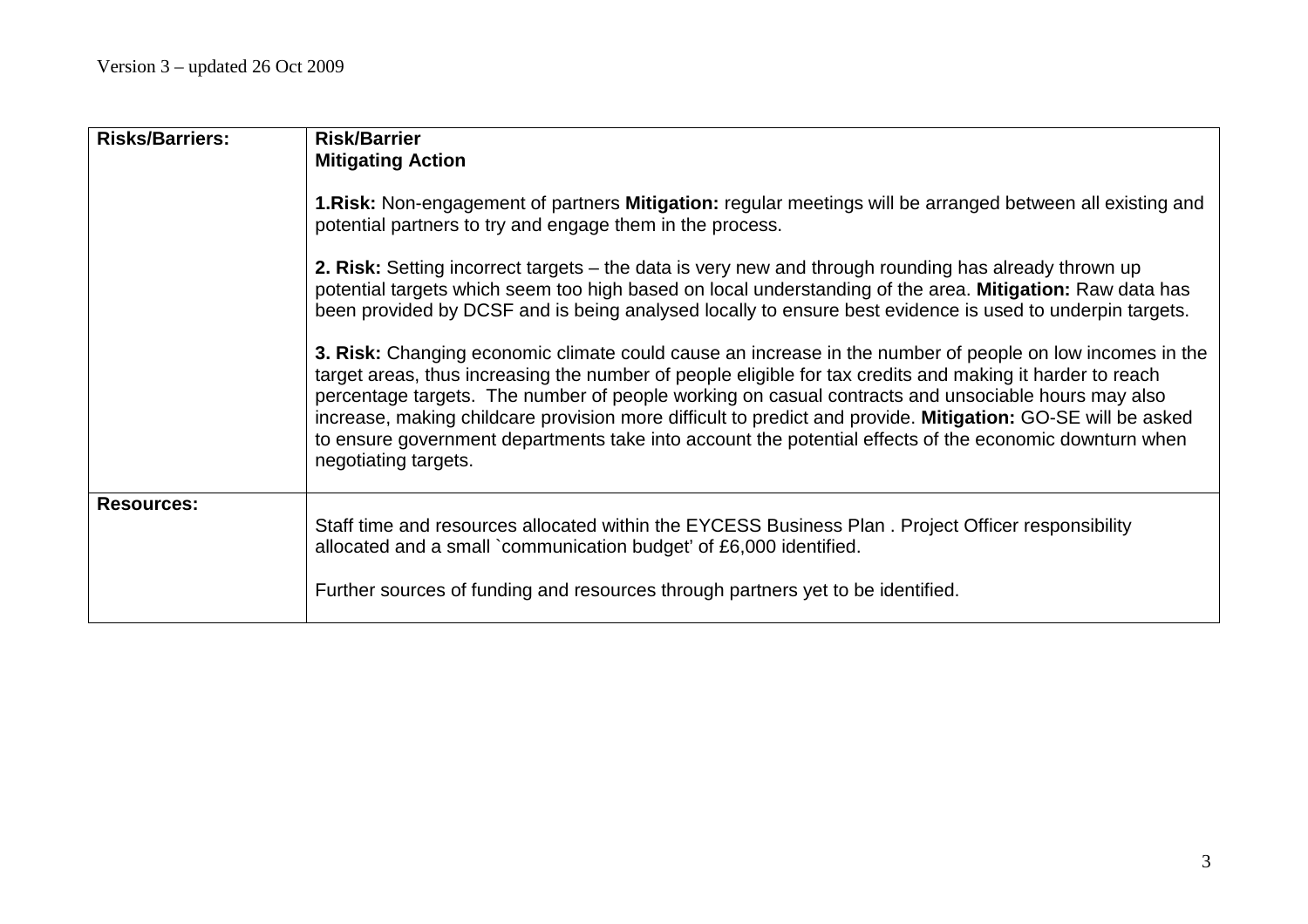| Risks/Barriers: | **Risk/Barrier**<br>**Mitigating Action**<br><br>**1.Risk:** Non-engagement of partners **Mitigation:** regular meetings will be arranged between all existing and potential partners to try and engage them in the process.<br><br>**2. Risk:** Setting incorrect targets – the data is very new and through rounding has already thrown up potential targets which seem too high based on local understanding of the area. **Mitigation:** Raw data has been provided by DCSF and is being analysed locally to ensure best evidence is used to underpin targets.<br><br>**3. Risk:** Changing economic climate could cause an increase in the number of people on low incomes in the target areas, thus increasing the number of people eligible for tax credits and making it harder to reach percentage targets. The number of people working on casual contracts and unsociable hours may also increase, making childcare provision more difficult to predict and provide. **Mitigation:** GO-SE will be asked to ensure government departments take into account the potential effects of the economic downturn when negotiating targets. |
|---|---|
| **Resources:** | Staff time and resources allocated within the EYCESS Business Plan . Project Officer responsibility allocated and a small `communication budget' of £6,000 identified.<br><br>Further sources of funding and resources through partners yet to be identified. |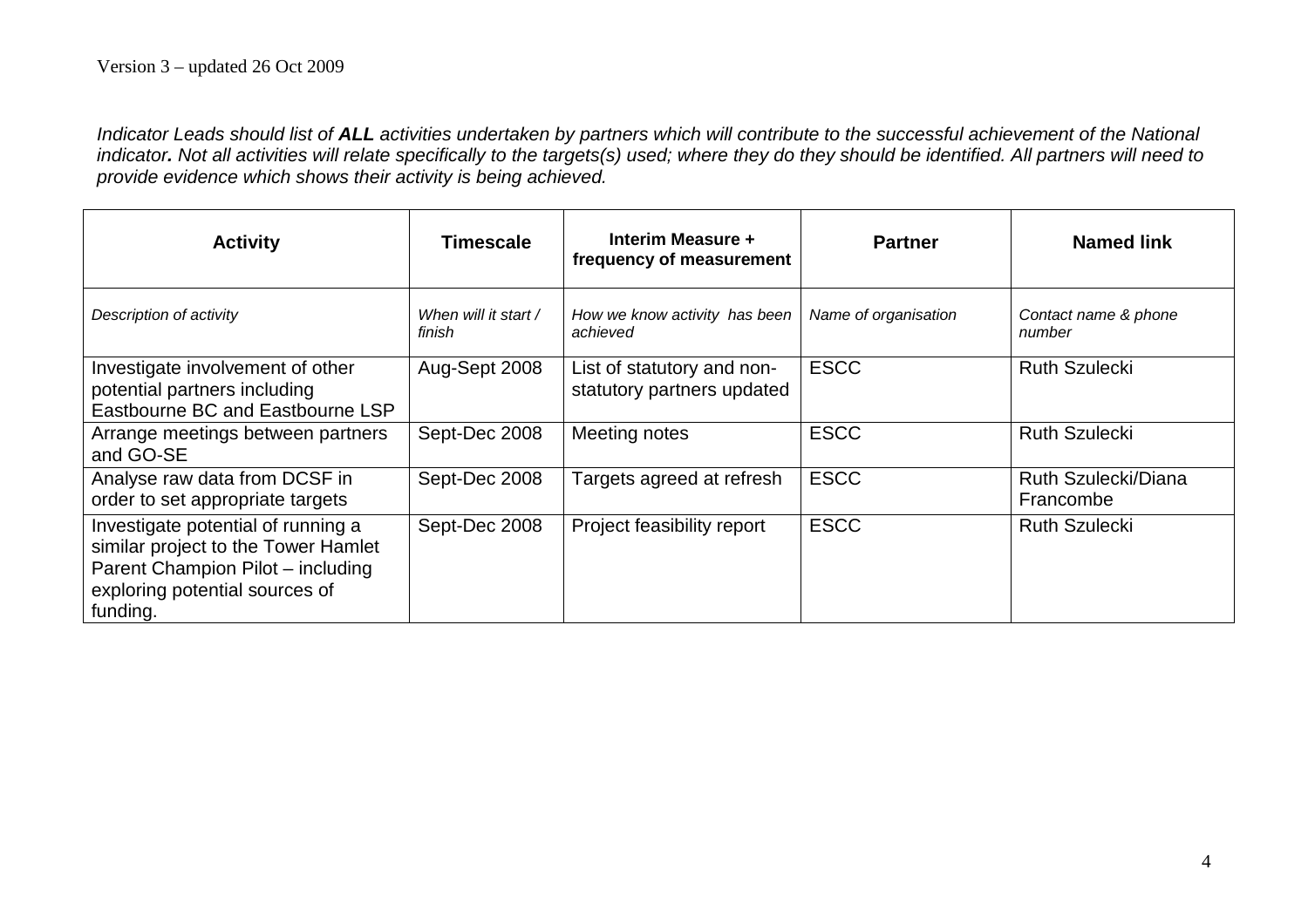Version 3 – updated 26 Oct 2009

*Indicator Leads should list of **ALL** activities undertaken by partners which will contribute to the successful achievement of the National indicator**.** Not all activities will relate specifically to the targets(s) used; where they do they should be identified. All partners will need to provide evidence which shows their activity is being achieved.*

| **Activity** | **Timescale** | **Interim Measure + frequency of measurement** | **Partner** | **Named link** |
|---|---|---|---|---|
| *Description of activity* | *When will it start / finish* | *How we know activity has been achieved* | *Name of organisation* | *Contact name & phone number* |
| Investigate involvement of other potential partners including Eastbourne BC and Eastbourne LSP | Aug-Sept 2008 | List of statutory and non-statutory partners updated | ESCC | Ruth Szulecki |
| Arrange meetings between partners and GO-SE | Sept-Dec 2008 | Meeting notes | ESCC | Ruth Szulecki |
| Analyse raw data from DCSF in order to set appropriate targets | Sept-Dec 2008 | Targets agreed at refresh | ESCC | Ruth Szulecki/Diana Francombe |
| Investigate potential of running a similar project to the Tower Hamlet Parent Champion Pilot – including exploring potential sources of funding. | Sept-Dec 2008 | Project feasibility report | ESCC | Ruth Szulecki |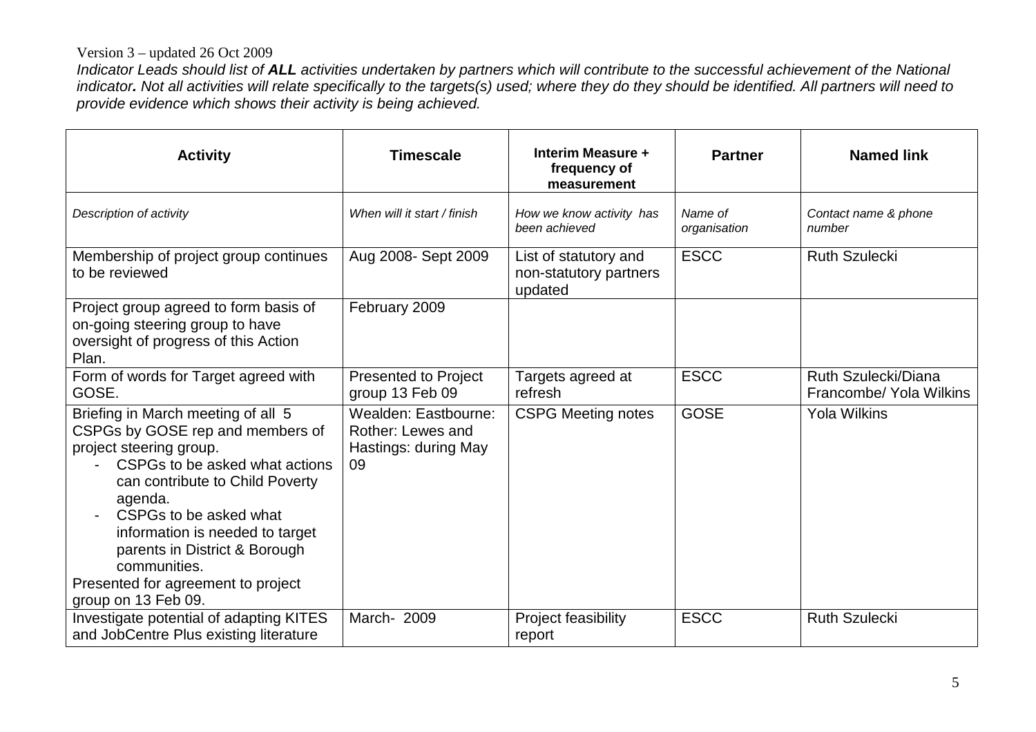Version 3 – updated 26 Oct 2009

*Indicator Leads should list of **ALL** activities undertaken by partners which will contribute to the successful achievement of the National indicator. Not all activities will relate specifically to the targets(s) used; where they do they should be identified. All partners will need to provide evidence which shows their activity is being achieved.*

| **Activity** | **Timescale** | **Interim Measure + frequency of measurement** | **Partner** | **Named link** |
|---|---|---|---|---|
| *Description of activity* | *When will it start / finish* | *How we know activity has been achieved* | *Name of organisation* | *Contact name & phone number* |
| Membership of project group continues to be reviewed | Aug 2008- Sept 2009 | List of statutory and non-statutory partners updated | ESCC | Ruth Szulecki |
| Project group agreed to form basis of on-going steering group to have oversight of progress of this Action Plan. | February 2009 | | | |
| Form of words for Target agreed with GOSE. | Presented to Project group 13 Feb 09 | Targets agreed at refresh | ESCC | Ruth Szulecki/Diana Francombe/ Yola Wilkins |
| Briefing in March meeting of all 5 CSPGs by GOSE rep and members of project steering group.<br>- CSPGs to be asked what actions can contribute to Child Poverty agenda.<br>- CSPGs to be asked what information is needed to target parents in District & Borough communities.<br>Presented for agreement to project group on 13 Feb 09. | Wealden: Eastbourne: Rother: Lewes and Hastings: during May 09 | CSPG Meeting notes | GOSE | Yola Wilkins |
| Investigate potential of adapting KITES and JobCentre Plus existing literature | March- 2009 | Project feasibility report | ESCC | Ruth Szulecki |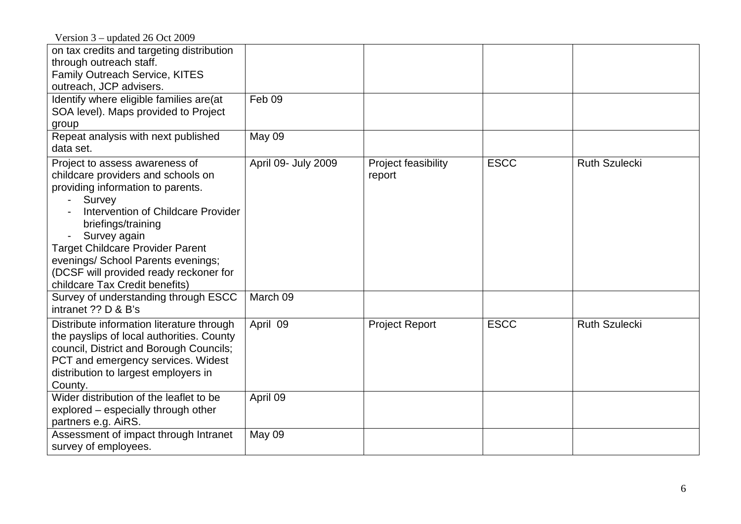| | | | | |
|---|---|---|---|---|
| on tax credits and targeting distribution through outreach staff.<br>Family Outreach Service, KITES outreach, JCP advisers. | | | | |
| Identify where eligible families are(at SOA level). Maps provided to Project group | Feb 09 | | | |
| Repeat analysis with next published data set. | May 09 | | | |
| Project to assess awareness of childcare providers and schools on providing information to parents.<br>- Survey<br>- Intervention of Childcare Provider briefings/training<br>- Survey again<br>Target Childcare Provider Parent evenings/ School Parents evenings; (DCSF will provided ready reckoner for childcare Tax Credit benefits) | April 09- July 2009 | Project feasibility report | ESCC | Ruth Szulecki |
| Survey of understanding through ESCC intranet ?? D & B's | March 09 | | | |
| Distribute information literature through the payslips of local authorities. County council, District and Borough Councils; PCT and emergency services. Widest distribution to largest employers in County. | April 09 | Project Report | ESCC | Ruth Szulecki |
| Wider distribution of the leaflet to be explored – especially through other partners e.g. AiRS. | April 09 | | | |
| Assessment of impact through Intranet survey of employees. | May 09 | | | |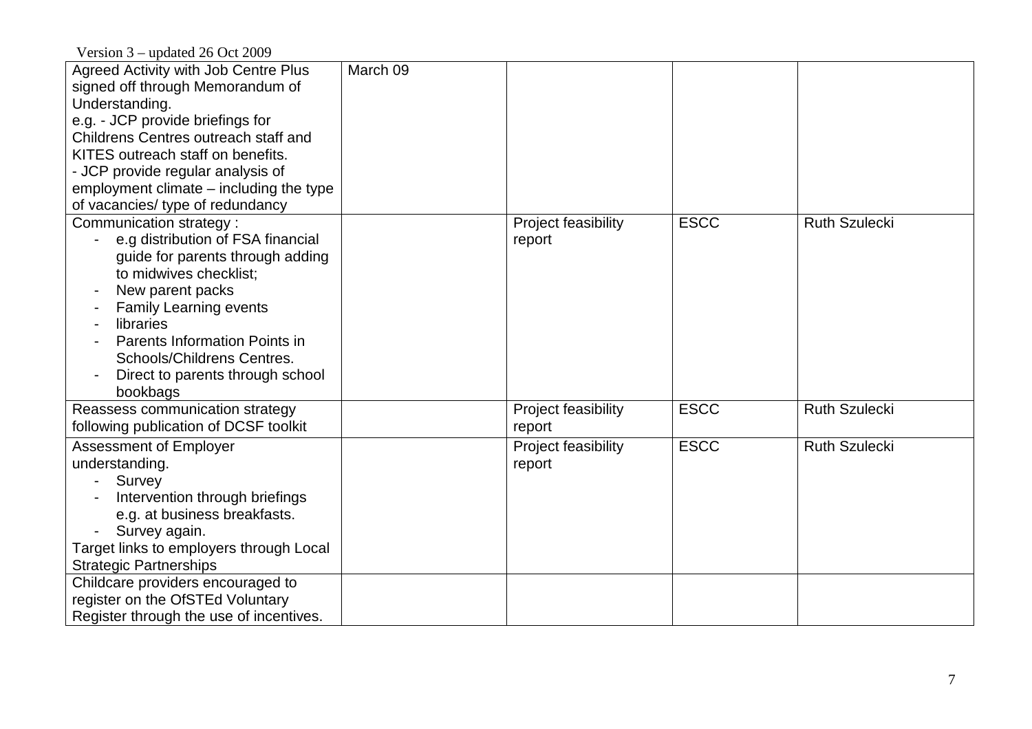Version 3 – updated 26 Oct 2009

| | | | | |
|---|---|---|---|---|
| Agreed Activity with Job Centre Plus signed off through Memorandum of Understanding.<br>e.g. - JCP provide briefings for Childrens Centres outreach staff and KITES outreach staff on benefits.<br>- JCP provide regular analysis of employment climate – including the type of vacancies/ type of redundancy | March 09 | | | |
| Communication strategy :<br>- e.g distribution of FSA financial guide for parents through adding to midwives checklist;<br>- New parent packs<br>- Family Learning events<br>- libraries<br>- Parents Information Points in Schools/Childrens Centres.<br>- Direct to parents through school bookbags | | Project feasibility report | ESCC | Ruth Szulecki |
| Reassess communication strategy following publication of DCSF toolkit | | Project feasibility report | ESCC | Ruth Szulecki |
| Assessment of Employer understanding.<br>- Survey<br>- Intervention through briefings e.g. at business breakfasts.<br>- Survey again.<br>Target links to employers through Local Strategic Partnerships | | Project feasibility report | ESCC | Ruth Szulecki |
| Childcare providers encouraged to register on the OfSTEd Voluntary Register through the use of incentives. | | | | |